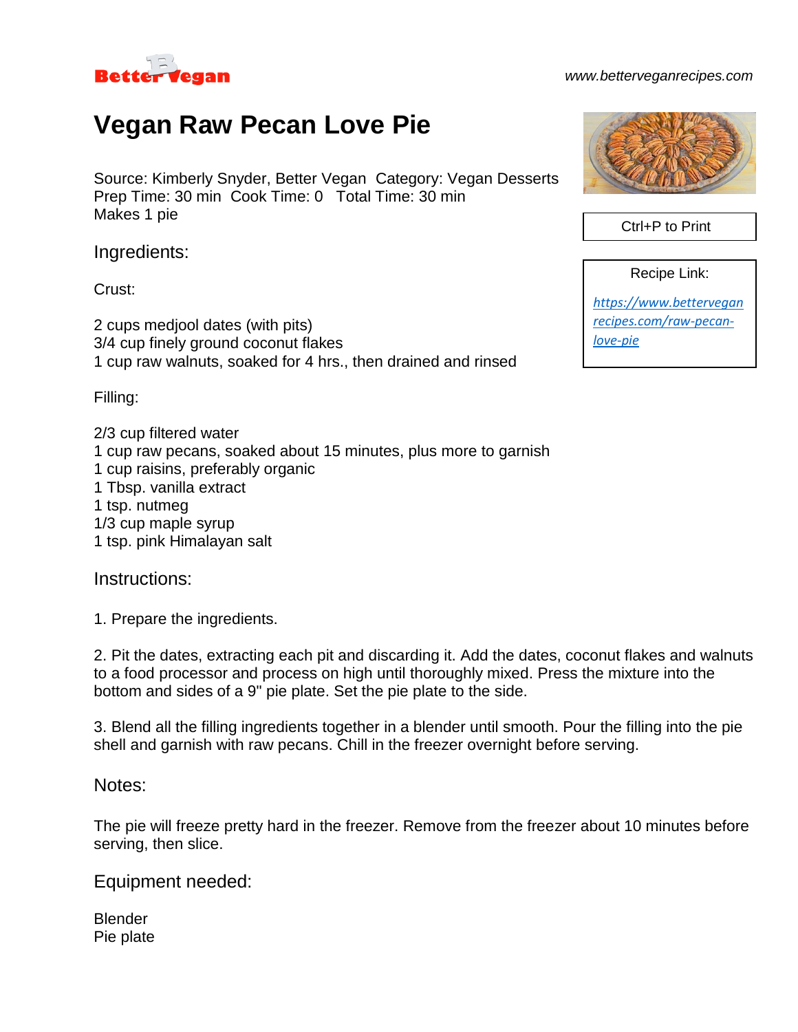Better Vegan

www.betterveganrecipes.com

# Vegan Raw Pecan Love Pie

Source: Kimberly Snyder, Better Vegan Category: Vegan Desserts
Prep Time: 30 min Cook Time: 0 Total Time: 30 min
Makes 1 pie

Ctrl+P to Print

Recipe Link:

[https://www.betterveganrecipes.com/raw-pecan-love-pie](https://www.betterveganrecipes.com/raw-pecan-love-pie)

## Ingredients:

Crust:

2 cups medjool dates (with pits)
3/4 cup finely ground coconut flakes
1 cup raw walnuts, soaked for 4 hrs., then drained and rinsed

Filling:

2/3 cup filtered water
1 cup raw pecans, soaked about 15 minutes, plus more to garnish
1 cup raisins, preferably organic
1 Tbsp. vanilla extract
1 tsp. nutmeg
1/3 cup maple syrup
1 tsp. pink Himalayan salt

## Instructions:

1. Prepare the ingredients.

2. Pit the dates, extracting each pit and discarding it. Add the dates, coconut flakes and walnuts to a food processor and process on high until thoroughly mixed. Press the mixture into the bottom and sides of a 9" pie plate. Set the pie plate to the side.

3. Blend all the filling ingredients together in a blender until smooth. Pour the filling into the pie shell and garnish with raw pecans. Chill in the freezer overnight before serving.

## Notes:

The pie will freeze pretty hard in the freezer. Remove from the freezer about 10 minutes before serving, then slice.

## Equipment needed:

Blender
Pie plate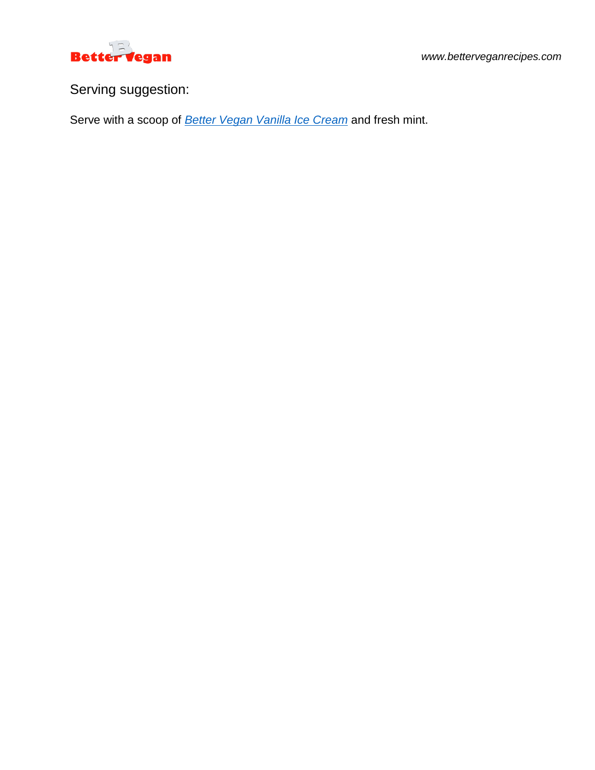Serving suggestion:

Serve with a scoop of *Better Vegan Vanilla Ice Cream* and fresh mint.